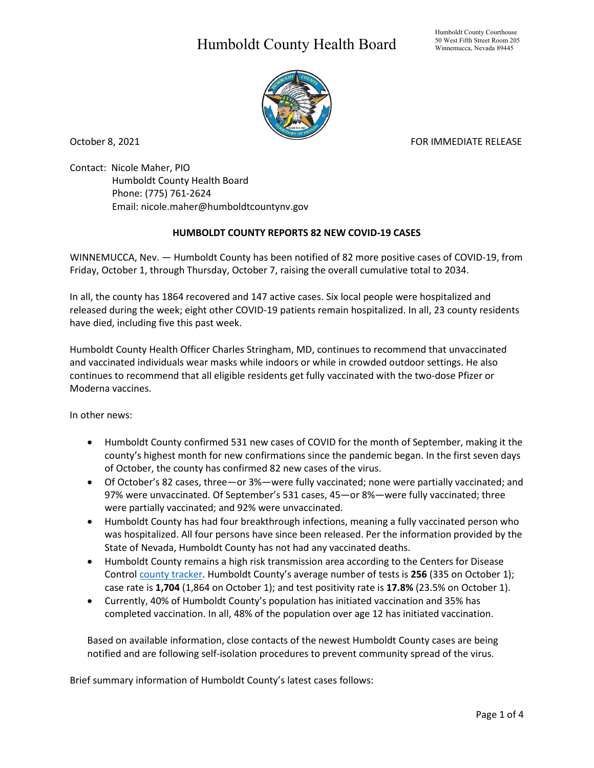# Humboldt County Health Board

Humboldt County Courthouse
50 West Fifth Street Room 205
Winnemucca, Nevada 89445

October 8, 2021 FOR IMMEDIATE RELEASE

Contact: Nicole Maher, PIO
Humboldt County Health Board
Phone: (775) 761-2624
Email: nicole.maher@humboldtcountynv.gov

**HUMBOLDT COUNTY REPORTS 82 NEW COVID-19 CASES**

WINNEMUCCA, Nev. — Humboldt County has been notified of 82 more positive cases of COVID-19, from Friday, October 1, through Thursday, October 7, raising the overall cumulative total to 2034.

In all, the county has 1864 recovered and 147 active cases. Six local people were hospitalized and released during the week; eight other COVID-19 patients remain hospitalized. In all, 23 county residents have died, including five this past week.

Humboldt County Health Officer Charles Stringham, MD, continues to recommend that unvaccinated and vaccinated individuals wear masks while indoors or while in crowded outdoor settings. He also continues to recommend that all eligible residents get fully vaccinated with the two-dose Pfizer or Moderna vaccines.

In other news:

- Humboldt County confirmed 531 new cases of COVID for the month of September, making it the county's highest month for new confirmations since the pandemic began. In the first seven days of October, the county has confirmed 82 new cases of the virus.
- Of October's 82 cases, three—or 3%—were fully vaccinated; none were partially vaccinated; and 97% were unvaccinated. Of September's 531 cases, 45—or 8%—were fully vaccinated; three were partially vaccinated; and 92% were unvaccinated.
- Humboldt County has had four breakthrough infections, meaning a fully vaccinated person who was hospitalized. All four persons have since been released. Per the information provided by the State of Nevada, Humboldt County has not had any vaccinated deaths.
- Humboldt County remains a high risk transmission area according to the Centers for Disease Control county tracker. Humboldt County's average number of tests is **256** (335 on October 1); case rate is **1,704** (1,864 on October 1); and test positivity rate is **17.8%** (23.5% on October 1).
- Currently, 40% of Humboldt County's population has initiated vaccination and 35% has completed vaccination. In all, 48% of the population over age 12 has initiated vaccination.

Based on available information, close contacts of the newest Humboldt County cases are being notified and are following self-isolation procedures to prevent community spread of the virus.

Brief summary information of Humboldt County's latest cases follows: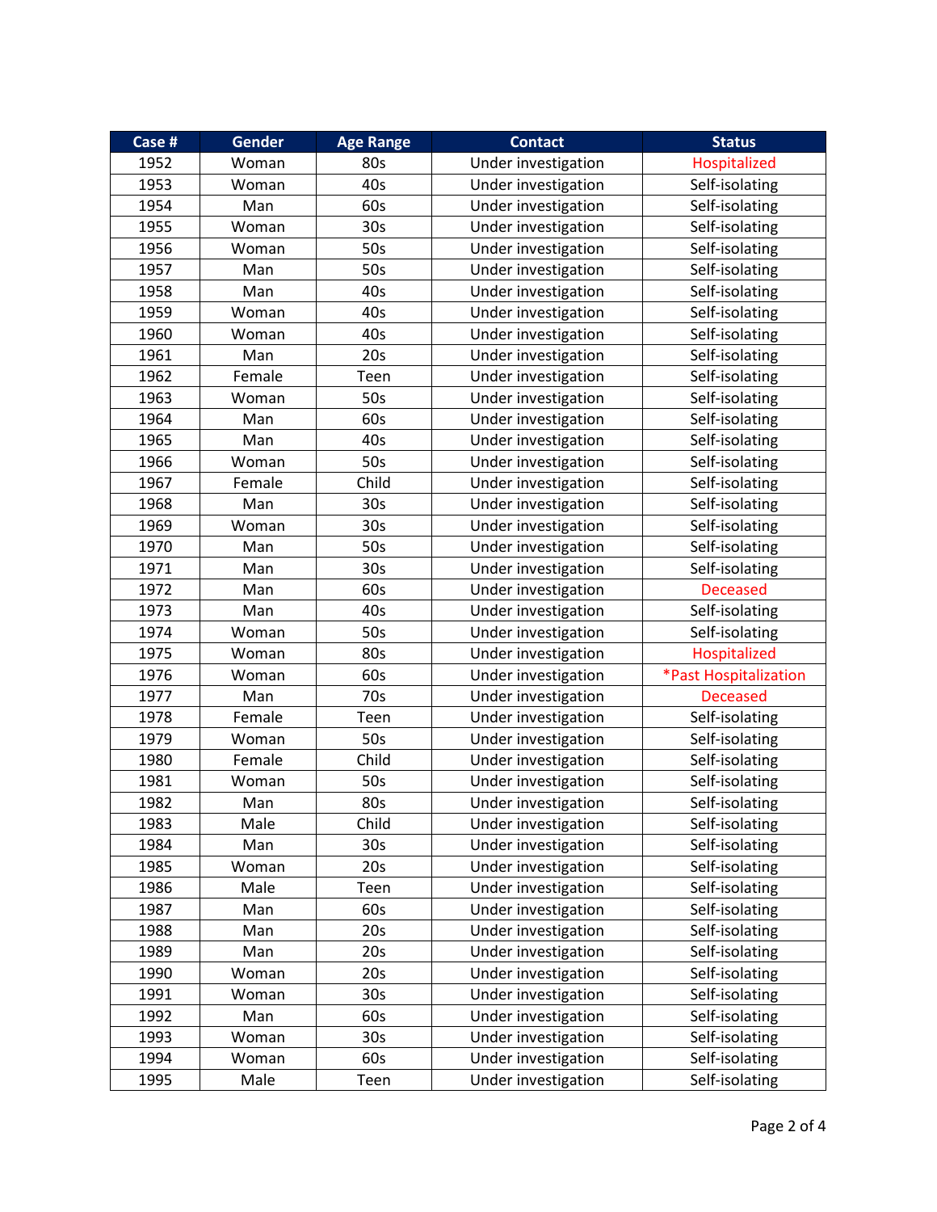| Case # | Gender | Age Range | Contact | Status |
|---|---|---|---|---|
| 1952 | Woman | 80s | Under investigation | Hospitalized |
| 1953 | Woman | 40s | Under investigation | Self-isolating |
| 1954 | Man | 60s | Under investigation | Self-isolating |
| 1955 | Woman | 30s | Under investigation | Self-isolating |
| 1956 | Woman | 50s | Under investigation | Self-isolating |
| 1957 | Man | 50s | Under investigation | Self-isolating |
| 1958 | Man | 40s | Under investigation | Self-isolating |
| 1959 | Woman | 40s | Under investigation | Self-isolating |
| 1960 | Woman | 40s | Under investigation | Self-isolating |
| 1961 | Man | 20s | Under investigation | Self-isolating |
| 1962 | Female | Teen | Under investigation | Self-isolating |
| 1963 | Woman | 50s | Under investigation | Self-isolating |
| 1964 | Man | 60s | Under investigation | Self-isolating |
| 1965 | Man | 40s | Under investigation | Self-isolating |
| 1966 | Woman | 50s | Under investigation | Self-isolating |
| 1967 | Female | Child | Under investigation | Self-isolating |
| 1968 | Man | 30s | Under investigation | Self-isolating |
| 1969 | Woman | 30s | Under investigation | Self-isolating |
| 1970 | Man | 50s | Under investigation | Self-isolating |
| 1971 | Man | 30s | Under investigation | Self-isolating |
| 1972 | Man | 60s | Under investigation | Deceased |
| 1973 | Man | 40s | Under investigation | Self-isolating |
| 1974 | Woman | 50s | Under investigation | Self-isolating |
| 1975 | Woman | 80s | Under investigation | Hospitalized |
| 1976 | Woman | 60s | Under investigation | *Past Hospitalization |
| 1977 | Man | 70s | Under investigation | Deceased |
| 1978 | Female | Teen | Under investigation | Self-isolating |
| 1979 | Woman | 50s | Under investigation | Self-isolating |
| 1980 | Female | Child | Under investigation | Self-isolating |
| 1981 | Woman | 50s | Under investigation | Self-isolating |
| 1982 | Man | 80s | Under investigation | Self-isolating |
| 1983 | Male | Child | Under investigation | Self-isolating |
| 1984 | Man | 30s | Under investigation | Self-isolating |
| 1985 | Woman | 20s | Under investigation | Self-isolating |
| 1986 | Male | Teen | Under investigation | Self-isolating |
| 1987 | Man | 60s | Under investigation | Self-isolating |
| 1988 | Man | 20s | Under investigation | Self-isolating |
| 1989 | Man | 20s | Under investigation | Self-isolating |
| 1990 | Woman | 20s | Under investigation | Self-isolating |
| 1991 | Woman | 30s | Under investigation | Self-isolating |
| 1992 | Man | 60s | Under investigation | Self-isolating |
| 1993 | Woman | 30s | Under investigation | Self-isolating |
| 1994 | Woman | 60s | Under investigation | Self-isolating |
| 1995 | Male | Teen | Under investigation | Self-isolating |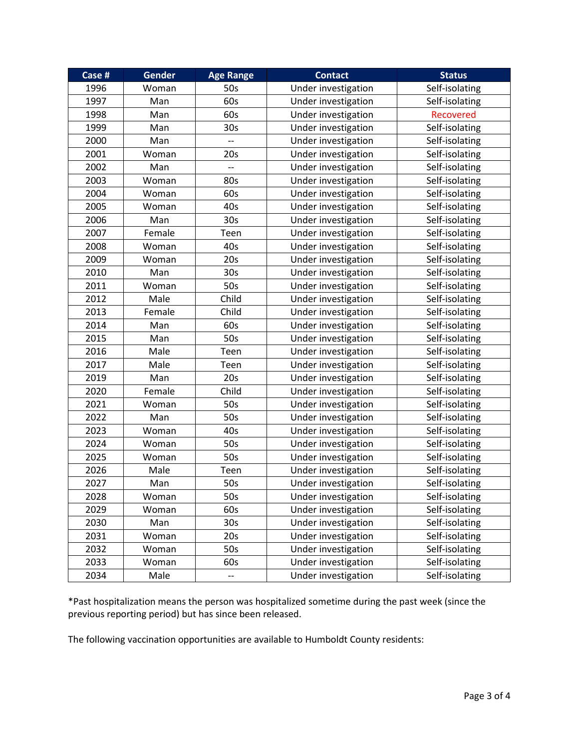| Case # | Gender | Age Range | Contact | Status |
|---|---|---|---|---|
| 1996 | Woman | 50s | Under investigation | Self-isolating |
| 1997 | Man | 60s | Under investigation | Self-isolating |
| 1998 | Man | 60s | Under investigation | Recovered |
| 1999 | Man | 30s | Under investigation | Self-isolating |
| 2000 | Man | -- | Under investigation | Self-isolating |
| 2001 | Woman | 20s | Under investigation | Self-isolating |
| 2002 | Man | -- | Under investigation | Self-isolating |
| 2003 | Woman | 80s | Under investigation | Self-isolating |
| 2004 | Woman | 60s | Under investigation | Self-isolating |
| 2005 | Woman | 40s | Under investigation | Self-isolating |
| 2006 | Man | 30s | Under investigation | Self-isolating |
| 2007 | Female | Teen | Under investigation | Self-isolating |
| 2008 | Woman | 40s | Under investigation | Self-isolating |
| 2009 | Woman | 20s | Under investigation | Self-isolating |
| 2010 | Man | 30s | Under investigation | Self-isolating |
| 2011 | Woman | 50s | Under investigation | Self-isolating |
| 2012 | Male | Child | Under investigation | Self-isolating |
| 2013 | Female | Child | Under investigation | Self-isolating |
| 2014 | Man | 60s | Under investigation | Self-isolating |
| 2015 | Man | 50s | Under investigation | Self-isolating |
| 2016 | Male | Teen | Under investigation | Self-isolating |
| 2017 | Male | Teen | Under investigation | Self-isolating |
| 2019 | Man | 20s | Under investigation | Self-isolating |
| 2020 | Female | Child | Under investigation | Self-isolating |
| 2021 | Woman | 50s | Under investigation | Self-isolating |
| 2022 | Man | 50s | Under investigation | Self-isolating |
| 2023 | Woman | 40s | Under investigation | Self-isolating |
| 2024 | Woman | 50s | Under investigation | Self-isolating |
| 2025 | Woman | 50s | Under investigation | Self-isolating |
| 2026 | Male | Teen | Under investigation | Self-isolating |
| 2027 | Man | 50s | Under investigation | Self-isolating |
| 2028 | Woman | 50s | Under investigation | Self-isolating |
| 2029 | Woman | 60s | Under investigation | Self-isolating |
| 2030 | Man | 30s | Under investigation | Self-isolating |
| 2031 | Woman | 20s | Under investigation | Self-isolating |
| 2032 | Woman | 50s | Under investigation | Self-isolating |
| 2033 | Woman | 60s | Under investigation | Self-isolating |
| 2034 | Male | -- | Under investigation | Self-isolating |

*Past hospitalization means the person was hospitalized sometime during the past week (since the previous reporting period) but has since been released.

The following vaccination opportunities are available to Humboldt County residents: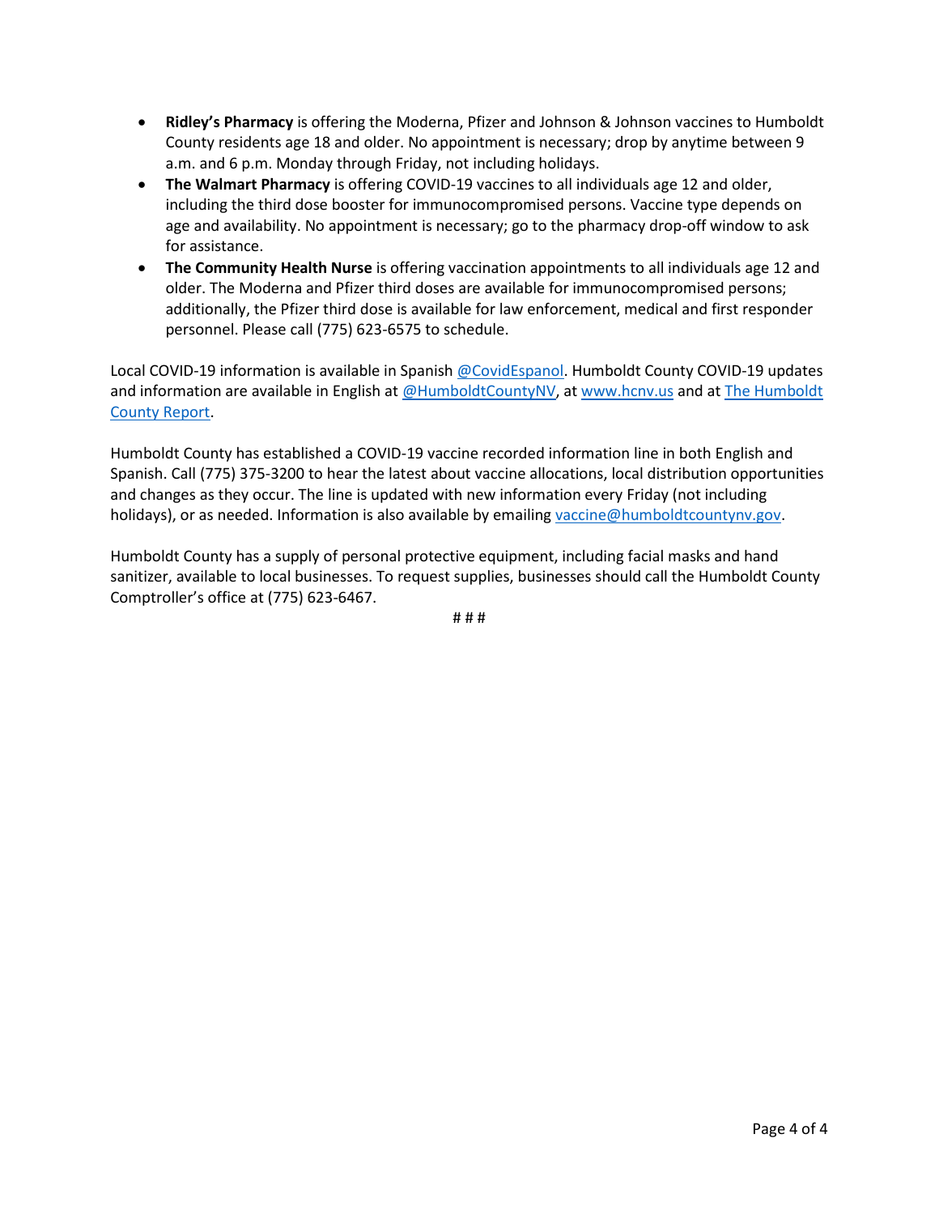- **Ridley's Pharmacy** is offering the Moderna, Pfizer and Johnson & Johnson vaccines to Humboldt County residents age 18 and older. No appointment is necessary; drop by anytime between 9 a.m. and 6 p.m. Monday through Friday, not including holidays.
- **The Walmart Pharmacy** is offering COVID-19 vaccines to all individuals age 12 and older, including the third dose booster for immunocompromised persons. Vaccine type depends on age and availability. No appointment is necessary; go to the pharmacy drop-off window to ask for assistance.
- **The Community Health Nurse** is offering vaccination appointments to all individuals age 12 and older. The Moderna and Pfizer third doses are available for immunocompromised persons; additionally, the Pfizer third dose is available for law enforcement, medical and first responder personnel. Please call (775) 623-6575 to schedule.

Local COVID-19 information is available in Spanish @CovidEspanol. Humboldt County COVID-19 updates and information are available in English at @HumboldtCountyNV, at www.hcnv.us and at The Humboldt County Report.

Humboldt County has established a COVID-19 vaccine recorded information line in both English and Spanish. Call (775) 375-3200 to hear the latest about vaccine allocations, local distribution opportunities and changes as they occur. The line is updated with new information every Friday (not including holidays), or as needed. Information is also available by emailing vaccine@humboldtcountynv.gov.

Humboldt County has a supply of personal protective equipment, including facial masks and hand sanitizer, available to local businesses. To request supplies, businesses should call the Humboldt County Comptroller's office at (775) 623-6467.

# # #